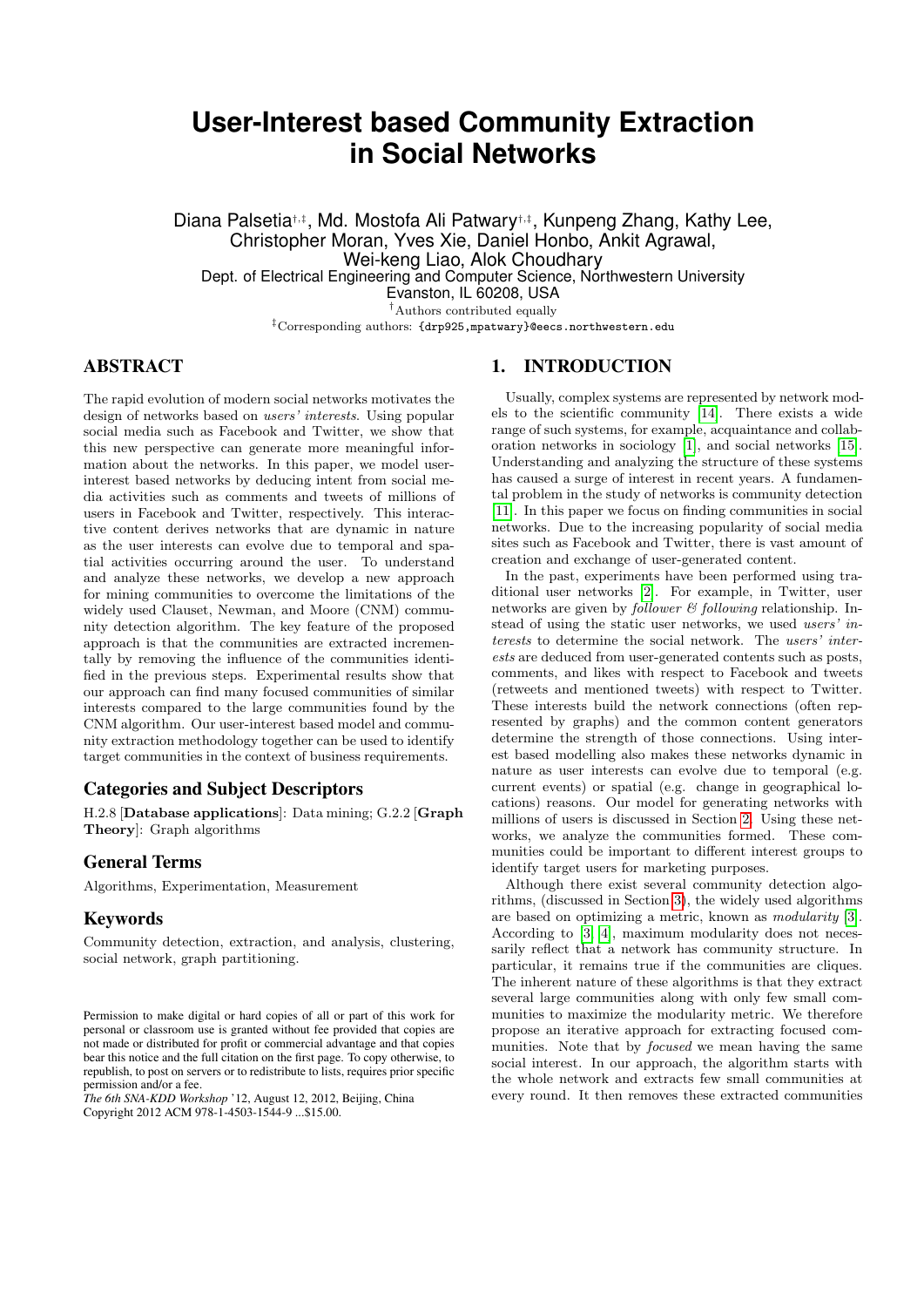# User-Interest based Community Extraction in Social Networks

Diana Palsetia[†,‡], Md. Mostofa Ali Patwary[†,‡], Kunpeng Zhang, Kathy Lee, Christopher Moran, Yves Xie, Daniel Honbo, Ankit Agrawal, Wei-keng Liao, Alok Choudhary

Dept. of Electrical Engineering and Computer Science, Northwestern University
Evanston, IL 60208, USA

[†]Authors contributed equally

[‡]Corresponding authors: {drp925,mpatwary}@eecs.northwestern.edu

## ABSTRACT

The rapid evolution of modern social networks motivates the design of networks based on *users' interests*. Using popular social media such as Facebook and Twitter, we show that this new perspective can generate more meaningful information about the networks. In this paper, we model user-interest based networks by deducing intent from social media activities such as comments and tweets of millions of users in Facebook and Twitter, respectively. This interactive content derives networks that are dynamic in nature as the user interests can evolve due to temporal and spatial activities occurring around the user. To understand and analyze these networks, we develop a new approach for mining communities to overcome the limitations of the widely used Clauset, Newman, and Moore (CNM) community detection algorithm. The key feature of the proposed approach is that the communities are extracted incrementally by removing the influence of the communities identified in the previous steps. Experimental results show that our approach can find many focused communities of similar interests compared to the large communities found by the CNM algorithm. Our user-interest based model and community extraction methodology together can be used to identify target communities in the context of business requirements.

### Categories and Subject Descriptors

H.2.8 [**Database applications**]: Data mining; G.2.2 [**Graph Theory**]: Graph algorithms

### General Terms

Algorithms, Experimentation, Measurement

### Keywords

Community detection, extraction, and analysis, clustering, social network, graph partitioning.

Permission to make digital or hard copies of all or part of this work for personal or classroom use is granted without fee provided that copies are not made or distributed for profit or commercial advantage and that copies bear this notice and the full citation on the first page. To copy otherwise, to republish, to post on servers or to redistribute to lists, requires prior specific permission and/or a fee.
*The 6th SNA-KDD Workshop* '12, August 12, 2012, Beijing, China
Copyright 2012 ACM 978-1-4503-1544-9 ...$15.00.

## 1. INTRODUCTION

Usually, complex systems are represented by network models to the scientific community [14]. There exists a wide range of such systems, for example, acquaintance and collaboration networks in sociology [1], and social networks [15]. Understanding and analyzing the structure of these systems has caused a surge of interest in recent years. A fundamental problem in the study of networks is community detection [11]. In this paper we focus on finding communities in social networks. Due to the increasing popularity of social media sites such as Facebook and Twitter, there is vast amount of creation and exchange of user-generated content.

In the past, experiments have been performed using traditional user networks [2]. For example, in Twitter, user networks are given by *follower & following* relationship. Instead of using the static user networks, we used *users' interests* to determine the social network. The *users' interests* are deduced from user-generated contents such as posts, comments, and likes with respect to Facebook and tweets (retweets and mentioned tweets) with respect to Twitter. These interests build the network connections (often represented by graphs) and the common content generators determine the strength of those connections. Using interest based modelling also makes these networks dynamic in nature as user interests can evolve due to temporal (e.g. current events) or spatial (e.g. change in geographical locations) reasons. Our model for generating networks with millions of users is discussed in Section 2. Using these networks, we analyze the communities formed. These communities could be important to different interest groups to identify target users for marketing purposes.

Although there exist several community detection algorithms, (discussed in Section 3), the widely used algorithms are based on optimizing a metric, known as *modularity* [3]. According to [3, 4], maximum modularity does not necessarily reflect that a network has community structure. In particular, it remains true if the communities are cliques. The inherent nature of these algorithms is that they extract several large communities along with only few small communities to maximize the modularity metric. We therefore propose an iterative approach for extracting focused communities. Note that by *focused* we mean having the same social interest. In our approach, the algorithm starts with the whole network and extracts few small communities at every round. It then removes these extracted communities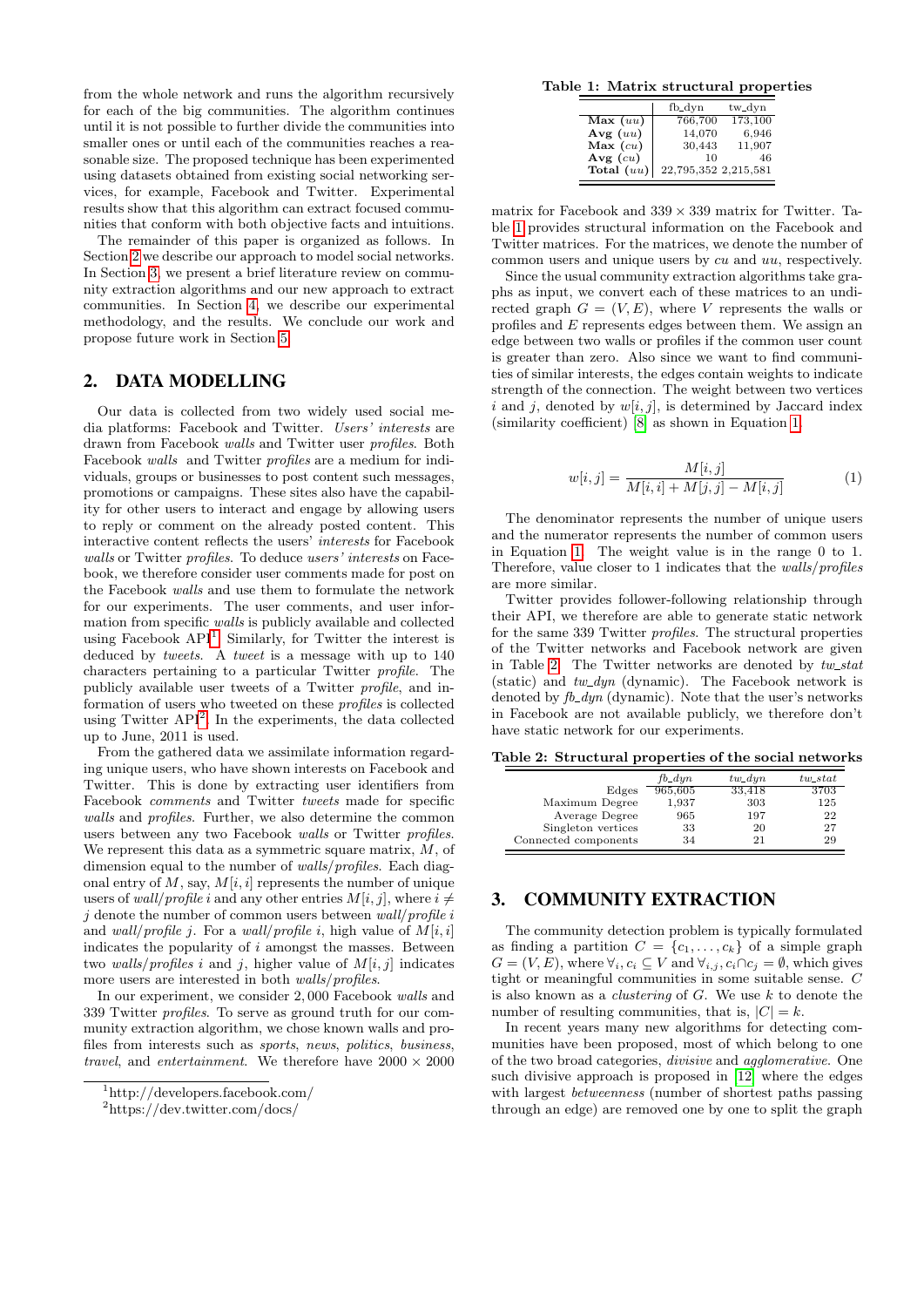from the whole network and runs the algorithm recursively for each of the big communities. The algorithm continues until it is not possible to further divide the communities into smaller ones or until each of the communities reaches a reasonable size. The proposed technique has been experimented using datasets obtained from existing social networking services, for example, Facebook and Twitter. Experimental results show that this algorithm can extract focused communities that conform with both objective facts and intuitions.

The remainder of this paper is organized as follows. In Section 2 we describe our approach to model social networks. In Section 3, we present a brief literature review on community extraction algorithms and our new approach to extract communities. In Section 4, we describe our experimental methodology, and the results. We conclude our work and propose future work in Section 5.

## 2. DATA MODELLING

Our data is collected from two widely used social media platforms: Facebook and Twitter. *Users' interests* are drawn from Facebook *walls* and Twitter user *profiles*. Both Facebook *walls* and Twitter *profiles* are a medium for individuals, groups or businesses to post content such messages, promotions or campaigns. These sites also have the capability for other users to interact and engage by allowing users to reply or comment on the already posted content. This interactive content reflects the users' *interests* for Facebook *walls* or Twitter *profiles*. To deduce *users' interests* on Facebook, we therefore consider user comments made for post on the Facebook *walls* and use them to formulate the network for our experiments. The user comments, and user information from specific *walls* is publicly available and collected using Facebook API[1]. Similarly, for Twitter the interest is deduced by *tweets*. A *tweet* is a message with up to 140 characters pertaining to a particular Twitter *profile*. The publicly available user tweets of a Twitter *profile*, and information of users who tweeted on these *profiles* is collected using Twitter API[2]. In the experiments, the data collected up to June, 2011 is used.

From the gathered data we assimilate information regarding unique users, who have shown interests on Facebook and Twitter. This is done by extracting user identifiers from Facebook *comments* and Twitter *tweets* made for specific *walls* and *profiles*. Further, we also determine the common users between any two Facebook *walls* or Twitter *profiles*. We represent this data as a symmetric square matrix, $M$, of dimension equal to the number of *walls/profiles*. Each diagonal entry of $M$, say, $M[i,i]$ represents the number of unique users of *wall/profile* $i$ and any other entries $M[i,j]$, where $i \neq j$ denote the number of common users between *wall/profile* $i$ and *wall/profile* $j$. For a *wall/profile* $i$, high value of $M[i,i]$ indicates the popularity of $i$ amongst the masses. Between two *walls/profiles* $i$ and $j$, higher value of $M[i,j]$ indicates more users are interested in both *walls/profiles*.

In our experiment, we consider 2,000 Facebook *walls* and 339 Twitter *profiles*. To serve as ground truth for our community extraction algorithm, we chose known walls and profiles from interests such as *sports*, *news*, *politics*, *business*, *travel*, and *entertainment*. We therefore have $2000 \times 2000$ matrix for Facebook and $339 \times 339$ matrix for Twitter. Table 1 provides structural information on the Facebook and Twitter matrices. For the matrices, we denote the number of common users and unique users by $cu$ and $uu$, respectively.

**Table 1: Matrix structural properties**

| | fb_dyn | tw_dyn |
|---|---|---|
| **Max** ($uu$) | 766,700 | 173,100 |
| **Avg** ($uu$) | 14,070 | 6,946 |
| **Max** ($cu$) | 30,443 | 11,907 |
| **Avg** ($cu$) | 10 | 46 |
| **Total** ($uu$) | 22,795,352 | 2,215,581 |

Since the usual community extraction algorithms take graphs as input, we convert each of these matrices to an undirected graph $G = (V, E)$, where $V$ represents the walls or profiles and $E$ represents edges between them. We assign an edge between two walls or profiles if the common user count is greater than zero. Also since we want to find communities of similar interests, the edges contain weights to indicate strength of the connection. The weight between two vertices $i$ and $j$, denoted by $w[i,j]$, is determined by Jaccard index (similarity coefficient) [8] as shown in Equation 1.

$$w[i,j] = \frac{M[i,j]}{M[i,i] + M[j,j] - M[i,j]} \tag{1}$$

The denominator represents the number of unique users and the numerator represents the number of common users in Equation 1. The weight value is in the range 0 to 1. Therefore, value closer to 1 indicates that the *walls/profiles* are more similar.

Twitter provides follower-following relationship through their API, we therefore are able to generate static network for the same 339 Twitter *profiles*. The structural properties of the Twitter networks and Facebook network are given in Table 2. The Twitter networks are denoted by *tw_stat* (static) and *tw_dyn* (dynamic). The Facebook network is denoted by *fb_dyn* (dynamic). Note that the user's networks in Facebook are not available publicly, we therefore don't have static network for our experiments.

**Table 2: Structural properties of the social networks**

| | *fb_dyn* | *tw_dyn* | *tw_stat* |
|---|---|---|---|
| Edges | 965,605 | 33,418 | 3703 |
| Maximum Degree | 1,937 | 303 | 125 |
| Average Degree | 965 | 197 | 22 |
| Singleton vertices | 33 | 20 | 27 |
| Connected components | 34 | 21 | 29 |

## 3. COMMUNITY EXTRACTION

The community detection problem is typically formulated as finding a partition $C = \{c_1, \ldots, c_k\}$ of a simple graph $G = (V, E)$, where $\forall_i, c_i \subseteq V$ and $\forall_{i,j}, c_i \cap c_j = \emptyset$, which gives tight or meaningful communities in some suitable sense. $C$ is also known as a *clustering* of $G$. We use $k$ to denote the number of resulting communities, that is, $|C| = k$.

In recent years many new algorithms for detecting communities have been proposed, most of which belong to one of the two broad categories, *divisive* and *agglomerative*. One such divisive approach is proposed in [12] where the edges with largest *betweenness* (number of shortest paths passing through an edge) are removed one by one to split the graph

[1] http://developers.facebook.com/

[2] https://dev.twitter.com/docs/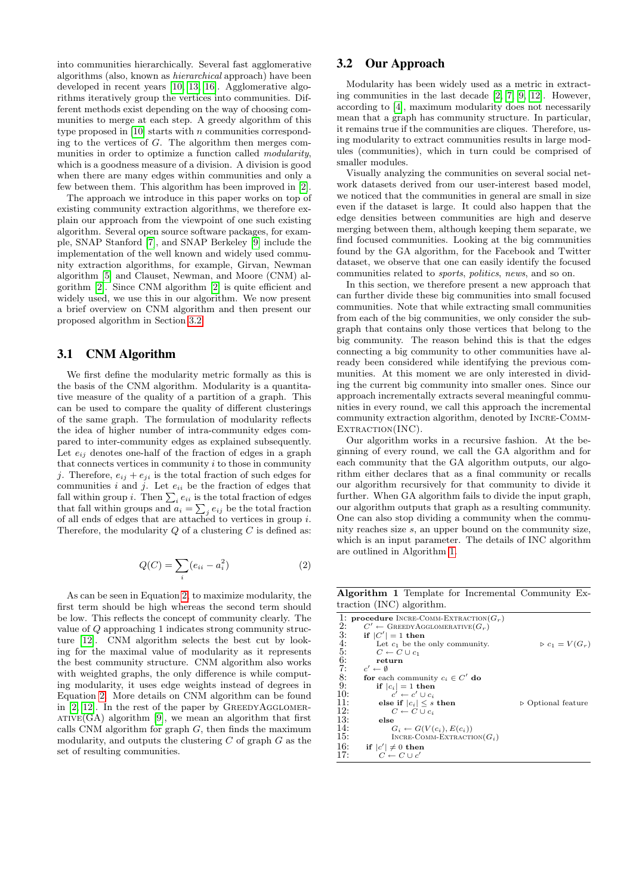into communities hierarchically. Several fast agglomerative algorithms (also, known as *hierarchical* approach) have been developed in recent years [10, 13, 16]. Agglomerative algorithms iteratively group the vertices into communities. Different methods exist depending on the way of choosing communities to merge at each step. A greedy algorithm of this type proposed in [10] starts with $n$ communities corresponding to the vertices of $G$. The algorithm then merges communities in order to optimize a function called *modularity*, which is a goodness measure of a division. A division is good when there are many edges within communities and only a few between them. This algorithm has been improved in [2].

The approach we introduce in this paper works on top of existing community extraction algorithms, we therefore explain our approach from the viewpoint of one such existing algorithm. Several open source software packages, for example, SNAP Stanford [7], and SNAP Berkeley [9] include the implementation of the well known and widely used community extraction algorithms, for example, Girvan, Newman algorithm [5] and Clauset, Newman, and Moore (CNM) algorithm [2]. Since CNM algorithm [2] is quite efficient and widely used, we use this in our algorithm. We now present a brief overview on CNM algorithm and then present our proposed algorithm in Section 3.2.

## 3.1 CNM Algorithm

We first define the modularity metric formally as this is the basis of the CNM algorithm. Modularity is a quantitative measure of the quality of a partition of a graph. This can be used to compare the quality of different clusterings of the same graph. The formulation of modularity reflects the idea of higher number of intra-community edges compared to inter-community edges as explained subsequently. Let $e_{ij}$ denotes one-half of the fraction of edges in a graph that connects vertices in community $i$ to those in community $j$. Therefore, $e_{ij} + e_{ji}$ is the total fraction of such edges for communities $i$ and $j$. Let $e_{ii}$ be the fraction of edges that fall within group $i$. Then $\sum_i e_{ii}$ is the total fraction of edges that fall within groups and $a_i = \sum_j e_{ij}$ be the total fraction of all ends of edges that are attached to vertices in group $i$. Therefore, the modularity $Q$ of a clustering $C$ is defined as:

$$Q(C) = \sum_i (e_{ii} - a_i^2) \tag{2}$$

As can be seen in Equation 2, to maximize modularity, the first term should be high whereas the second term should be low. This reflects the concept of community clearly. The value of $Q$ approaching 1 indicates strong community structure [12]. CNM algorithm selects the best cut by looking for the maximal value of modularity as it represents the best community structure. CNM algorithm also works with weighted graphs, the only difference is while computing modularity, it uses edge weights instead of degrees in Equation 2. More details on CNM algorithm can be found in [2, 12]. In the rest of the paper by GreedyAgglomerative(GA) algorithm [9], we mean an algorithm that first calls CNM algorithm for graph $G$, then finds the maximum modularity, and outputs the clustering $C$ of graph $G$ as the set of resulting communities.

## 3.2 Our Approach

Modularity has been widely used as a metric in extracting communities in the last decade [2, 7, 9, 12]. However, according to [4], maximum modularity does not necessarily mean that a graph has community structure. In particular, it remains true if the communities are cliques. Therefore, using modularity to extract communities results in large modules (communities), which in turn could be comprised of smaller modules.

Visually analyzing the communities on several social network datasets derived from our user-interest based model, we noticed that the communities in general are small in size even if the dataset is large. It could also happen that the edge densities between communities are high and deserve merging between them, although keeping them separate, we find focused communities. Looking at the big communities found by the GA algorithm, for the Facebook and Twitter dataset, we observe that one can easily identify the focused communities related to *sports*, *politics*, *news*, and so on.

In this section, we therefore present a new approach that can further divide these big communities into small focused communities. Note that while extracting small communities from each of the big communities, we only consider the subgraph that contains only those vertices that belong to the big community. The reason behind this is that the edges connecting a big community to other communities have already been considered while identifying the previous communities. At this moment we are only interested in dividing the current big community into smaller ones. Since our approach incrementally extracts several meaningful communities in every round, we call this approach the incremental community extraction algorithm, denoted by Incre-Comm-Extraction(INC).

Our algorithm works in a recursive fashion. At the beginning of every round, we call the GA algorithm and for each community that the GA algorithm outputs, our algorithm either declares that as a final community or recalls our algorithm recursively for that community to divide it further. When GA algorithm fails to divide the input graph, our algorithm outputs that graph as a resulting community. One can also stop dividing a community when the community reaches size $s$, an upper bound on the community size, which is an input parameter. The details of INC algorithm are outlined in Algorithm 1.

**Algorithm 1** Template for Incremental Community Extraction (INC) algorithm.

```
1:  procedure Incre-Comm-Extraction(G_r)
2:      C' ← GreedyAgglomerative(G_r)
3:      if |C'| = 1 then
4:          Let c_1 be the only community.              ▷ c_1 = V(G_r)
5:          C ← C ∪ c_1
6:          return
7:      c' ← ∅
8:      for each community c_i ∈ C' do
9:          if |c_i| = 1 then
10:             c' ← c' ∪ c_i
11:         else if |c_i| ≤ s then                      ▷ Optional feature
12:             C ← C ∪ c_i
13:         else
14:             G_i ← G(V(c_i), E(c_i))
15:             Incre-Comm-Extraction(G_i)
16:     if |c'| ≠ 0 then
17:         C ← C ∪ c'
```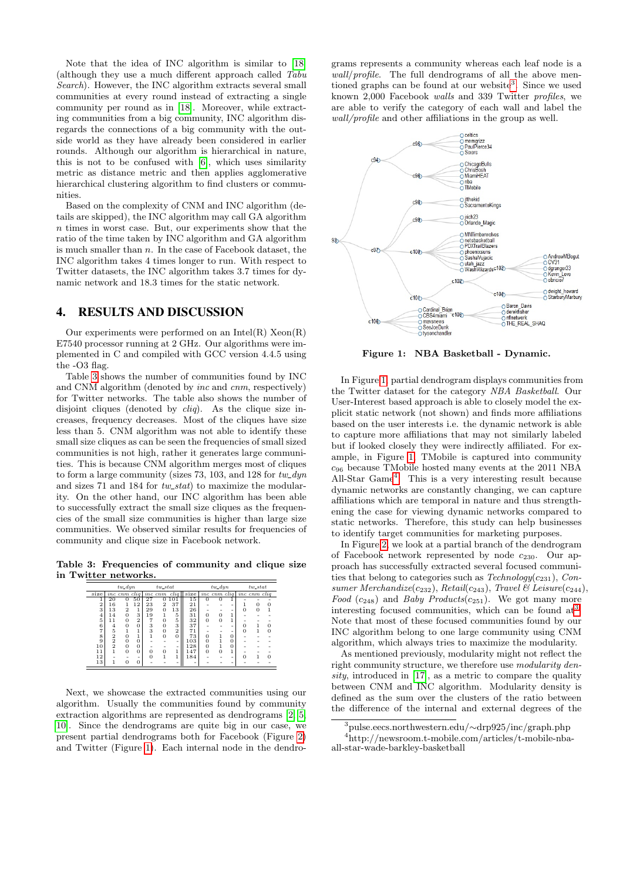Note that the idea of INC algorithm is similar to [18] (although they use a much different approach called *Tabu Search*). However, the INC algorithm extracts several small communities at every round instead of extracting a single community per round as in [18]. Moreover, while extracting communities from a big community, INC algorithm disregards the connections of a big community with the outside world as they have already been considered in earlier rounds. Although our algorithm is hierarchical in nature, this is not to be confused with [6], which uses similarity metric as distance metric and then applies agglomerative hierarchical clustering algorithm to find clusters or communities.

Based on the complexity of CNM and INC algorithm (details are skipped), the INC algorithm may call GA algorithm $n$ times in worst case. But, our experiments show that the ratio of the time taken by INC algorithm and GA algorithm is much smaller than $n$. In the case of Facebook dataset, the INC algorithm takes 4 times longer to run. With respect to Twitter datasets, the INC algorithm takes 3.7 times for dynamic network and 18.3 times for the static network.

## 4. RESULTS AND DISCUSSION

Our experiments were performed on an Intel(R) Xeon(R) E7540 processor running at 2 GHz. Our algorithms were implemented in C and compiled with GCC version 4.4.5 using the -O3 flag.

Table 3 shows the number of communities found by INC and CNM algorithm (denoted by *inc* and *cnm*, respectively) for Twitter networks. The table also shows the number of disjoint cliques (denoted by *cliq*). As the clique size increases, frequency decreases. Most of the cliques have size less than 5. CNM algorithm was not able to identify these small size cliques as can be seen the frequencies of small sized communities is not high, rather it generates large communities. This is because CNM algorithm merges most of cliques to form a large community (sizes 73, 103, and 128 for *tw_dyn* and sizes 71 and 184 for *tw_stat*) to maximize the modularity. On the other hand, our INC algorithm has been able to successfully extract the small size cliques as the frequencies of the small size communities is higher than large size communities. We observed similar results for frequencies of community and clique size in Facebook network.

**Table 3: Frequencies of community and clique size in Twitter networks.**

| | tw_dyn | | | tw_stat | | | | tw_dyn | | | tw_stat | | |
|---|---|---|---|---|---|---|---|---|---|---|---|---|---|
| size | *inc* | *cnm* | *cliq* | *inc* | *cnm* | *cliq* | size | *inc* | *cnm* | *cliq* | *inc* | *cnm* | *cliq* |
| 1 | 20 | 0 | 50 | 27 | 0 | 101 | 15 | 0 | 0 | 1 | - | - | - |
| 2 | 16 | 1 | 12 | 23 | 2 | 37 | 21 | - | - | - | 1 | 0 | 0 |
| 3 | 13 | 2 | 1 | 29 | 0 | 13 | 26 | - | - | - | 0 | 0 | 1 |
| 4 | 14 | 0 | 3 | 19 | 1 | 5 | 31 | 0 | 0 | 1 | - | - | - |
| 5 | 11 | 0 | 2 | 7 | 0 | 5 | 32 | 0 | 0 | 1 | - | - | - |
| 6 | 4 | 0 | 0 | 3 | 0 | 3 | 37 | - | - | - | 0 | 1 | 0 |
| 7 | 5 | 1 | 1 | 3 | 0 | 2 | 71 | - | - | - | 0 | 1 | 0 |
| 8 | 2 | 0 | 1 | 1 | 0 | 0 | 73 | 0 | 1 | 0 | - | - | - |
| 9 | 2 | 0 | 0 | - | - | - | 103 | 0 | 1 | 0 | - | - | - |
| 10 | 2 | 0 | 0 | - | - | - | 128 | 0 | 1 | 0 | - | - | - |
| 11 | 1 | 0 | 0 | 0 | 0 | 1 | 147 | 0 | 0 | 1 | - | - | - |
| 12 | - | - | - | 0 | 1 | 1 | 184 | - | - | - | 0 | 1 | 0 |
| 13 | 1 | 0 | 0 | - | - | - | | | | | | | |

Next, we showcase the extracted communities using our algorithm. Usually the communities found by community extraction algorithms are represented as dendrograms [2, 5, 10]. Since the dendrograms are quite big in our case, we present partial dendrograms both for Facebook (Figure 2) and Twitter (Figure 1). Each internal node in the dendrograms represents a community whereas each leaf node is a *wall/profile*. The full dendrograms of all the above mentioned graphs can be found at our website[3]. Since we used known 2,000 Facebook *walls* and 339 Twitter *profiles*, we are able to verify the category of each wall and label the *wall/profile* and other affiliations in the group as well.

**Figure 1: NBA Basketball - Dynamic.**

In Figure 1, partial dendrogram displays communities from the Twitter dataset for the category *NBA Basketball*. Our User-Interest based approach is able to closely model the explicit static network (not shown) and finds more affiliations based on the user interests i.e. the dynamic network is able to capture more affiliations that may not similarly labeled but if looked closely they were indirectly affiliated. For example, in Figure 1, TMobile is captured into community $c_{96}$ because TMobile hosted many events at the 2011 NBA All-Star Game[4]. This is a very interesting result because dynamic networks are constantly changing, we can capture affiliations which are temporal in nature and thus strengthening the case for viewing dynamic networks compared to static networks. Therefore, this study can help businesses to identify target communities for marketing purposes.

In Figure 2, we look at a partial branch of the dendrogram of Facebook network represented by node $c_{230}$. Our approach has successfully extracted several focused communities that belong to categories such as *Technology*($c_{231}$), *Consumer Merchandize*($c_{232}$), *Retail*($c_{243}$), *Travel & Leisure*($c_{244}$), *Food* ($c_{248}$) and *Baby Products*($c_{251}$). We got many more interesting focused communities, which can be found at[3]. Note that most of these focused communities found by our INC algorithm belong to one large community using CNM algorithm, which always tries to maximize the modularity.

As mentioned previously, modularity might not reflect the right community structure, we therefore use *modularity density*, introduced in [17], as a metric to compare the quality between CNM and INC algorithm. Modularity density is defined as the sum over the clusters of the ratio between the difference of the internal and external degrees of the

[3] pulse.eecs.northwestern.edu/∼drp925/inc/graph.php

[4] http://newsroom.t-mobile.com/articles/t-mobile-nba-all-star-wade-barkley-basketball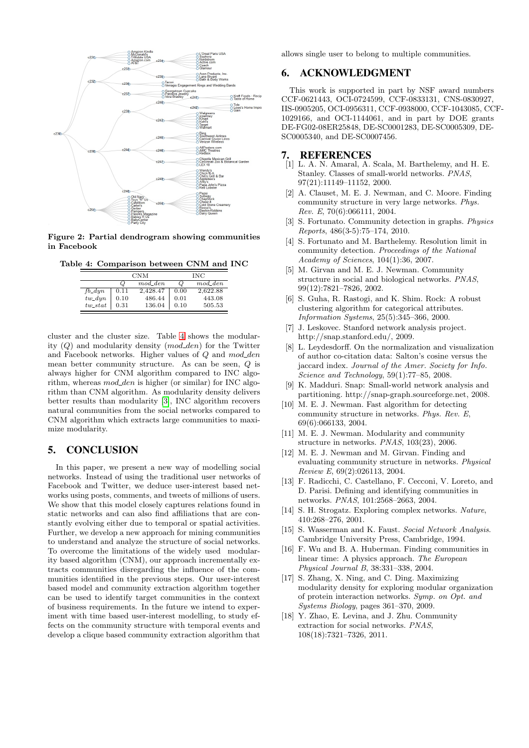c231
Amazon Kindle
McDonald's
T-Mobile USA
Amazon.com
AT&T
c234
L'Oreal Paris USA
Sephora
Nordstrom
Active.com
Coach
Glamour
c233
c235
Avon Products, Inc.
Lane Bryant
Bath & Body Works
c232
c236
Tacori
Verragio Engagement Rings and Wedding Bands
c237
Georgetown Cupcake
Pandora Jewelry
Vera Bradley
c241
Kraft Foods - Recip
Taste of Home
c240
c242
Tide
Lowe's Home Impro
Gain
c239
c243
Walgreens
jcpenney
Kmart
Kohl's
Target
Walmart
c230
c245
Bing
Southwest Airlines
Carnival Cruise Lines
Verizon Wireless
c238
c244
c246
AllPosters.com
AMC Theatres
Redbox
c247
Chipotle Mexican Grill
Cincinnati Zoo & Botanical Garden
LEX 18
c249
Wendy's
Chick-fil-A
Chili's Grill & Bar
Applebee's
Arby's
Papa John's Pizza
Red Lobster
c248
Old Navy
Toys "R" Us
CafeMom
Carter's
Gerber
Pampers
Parents Magazine
Babies R Us
BabyCenter
Party City
c250
Pepsi
Subway
Chapstick
Cheez-It
Cold Stone Creamery
Reese's
Baskin-Robbins
Dairy Queen
c251

**Figure 2: Partial dendrogram showing communities in Facebook**

**Table 4: Comparison between CNM and INC**

| | CNM | | INC | |
|---|---|---|---|---|
| | $Q$ | *mod_den* | $Q$ | *mod_den* |
| *fb_dyn* | 0.11 | 2,428.47 | 0.00 | 2,622.88 |
| *tw_dyn* | 0.10 | 486.44 | 0.01 | 443.08 |
| *tw_stat* | 0.31 | 136.04 | 0.10 | 505.53 |

cluster and the cluster size. Table 4 shows the modularity ($Q$) and modularity density (*mod_den*) for the Twitter and Facebook networks. Higher values of $Q$ and *mod_den* mean better community structure. As can be seen, $Q$ is always higher for CNM algorithm compared to INC algorithm, whereas *mod_den* is higher (or similar) for INC algorithm than CNM algorithm. As modularity density delivers better results than modularity [3], INC algorithm recovers natural communities from the social networks compared to CNM algorithm which extracts large communities to maximize modularity.

## 5. CONCLUSION

In this paper, we present a new way of modelling social networks. Instead of using the traditional user networks of Facebook and Twitter, we deduce user-interest based networks using posts, comments, and tweets of millions of users. We show that this model closely captures relations found in static networks and can also find affiliations that are constantly evolving either due to temporal or spatial activities. Further, we develop a new approach for mining communities to understand and analyze the structure of social networks. To overcome the limitations of the widely used modularity based algorithm (CNM), our approach incrementally extracts communities disregarding the influence of the communities identified in the previous steps. Our user-interest based model and community extraction algorithm together can be used to identify target communities in the context of business requirements. In the future we intend to experiment with time based user-interest modelling, to study effects on the community structure with temporal events and develop a clique based community extraction algorithm that allows single user to belong to multiple communities.

## 6. ACKNOWLEDGMENT

This work is supported in part by NSF award numbers CCF-0621443, OCI-0724599, CCF-0833131, CNS-0830927, IIS-0905205, OCI-0956311, CCF-0938000, CCF-1043085, CCF-1029166, and OCI-1144061, and in part by DOE grants DE-FG02-08ER25848, DE-SC0001283, DE-SC0005309, DE-SC0005340, and DE-SC0007456.

## 7. REFERENCES

[1] L. A. N. Amaral, A. Scala, M. Barthelemy, and H. E. Stanley. Classes of small-world networks. *PNAS*, 97(21):11149–11152, 2000.

[2] A. Clauset, M. E. J. Newman, and C. Moore. Finding community structure in very large networks. *Phys. Rev. E*, 70(6):066111, 2004.

[3] S. Fortunato. Community detection in graphs. *Physics Reports*, 486(3-5):75–174, 2010.

[4] S. Fortunato and M. Barthelemy. Resolution limit in community detection. *Proceedings of the National Academy of Sciences*, 104(1):36, 2007.

[5] M. Girvan and M. E. J. Newman. Community structure in social and biological networks. *PNAS*, 99(12):7821–7826, 2002.

[6] S. Guha, R. Rastogi, and K. Shim. Rock: A robust clustering algorithm for categorical attributes. *Information Systems*, 25(5):345–366, 2000.

[7] J. Leskovec. Stanford network analysis project. http://snap.stanford.edu/, 2009.

[8] L. Leydesdorff. On the normalization and visualization of author co-citation data: Salton's cosine versus the jaccard index. *Journal of the Amer. Society for Info. Science and Technology*, 59(1):77–85, 2008.

[9] K. Madduri. Snap: Small-world network analysis and partitioning. http://snap-graph.sourceforge.net, 2008.

[10] M. E. J. Newman. Fast algorithm for detecting community structure in networks. *Phys. Rev. E*, 69(6):066133, 2004.

[11] M. E. J. Newman. Modularity and community structure in networks. *PNAS*, 103(23), 2006.

[12] M. E. J. Newman and M. Girvan. Finding and evaluating community structure in networks. *Physical Review E*, 69(2):026113, 2004.

[13] F. Radicchi, C. Castellano, F. Cecconi, V. Loreto, and D. Parisi. Defining and identifying communities in networks. *PNAS*, 101:2568–2663, 2004.

[14] S. H. Strogatz. Exploring complex networks. *Nature*, 410:268–276, 2001.

[15] S. Wasserman and K. Faust. *Social Network Analysis.* Cambridge University Press, Cambridge, 1994.

[16] F. Wu and B. A. Huberman. Finding communities in linear time: A physics approach. *The European Physical Journal B*, 38:331–338, 2004.

[17] S. Zhang, X. Ning, and C. Ding. Maximizing modularity density for exploring modular organization of protein interaction networks. *Symp. on Opt. and Systems Biology*, pages 361–370, 2009.

[18] Y. Zhao, E. Levina, and J. Zhu. Community extraction for social networks. *PNAS*, 108(18):7321–7326, 2011.